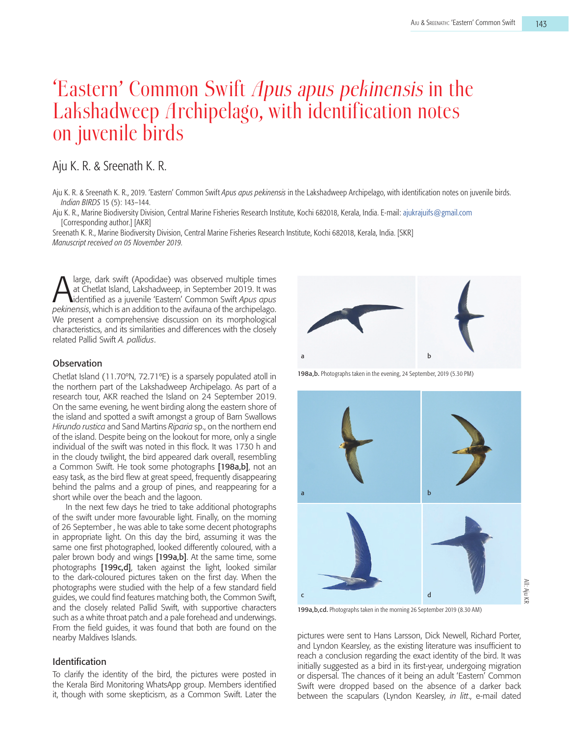# 'Eastern' Common Swift *Apus apus pekinensis* in the Lakshadweep Archipelago, with identification notes on juvenile birds

Aju K. R. & Sreenath K. R.

Aju K. R. & Sreenath K. R., 2019. 'Eastern' Common Swift *Apus apus pekinensis* in the Lakshadweep Archipelago, with identification notes on juvenile birds. *Indian BIRDS* 15 (5): 143–144.

Aju K. R., Marine Biodiversity Division, Central Marine Fisheries Research Institute, Kochi 682018, Kerala, India. E-mail: ajukrajuifs@gmail.com [Corresponding author.] [AKR]

Sreenath K. R., Marine Biodiversity Division, Central Marine Fisheries Research Institute, Kochi 682018, Kerala, India. [SKR]

*Manuscript received on 05 November 2019.*

A large, dark swift (Apodidae) was observed multiple times at Chetlat Island, Lakshadweep, in September 2019. It was identified as a juvenile 'Eastern' Common Swift *Apus apus pekinensis*, which is an addition to the avifauna of the archipelago. We present a comprehensive discussion on its morphological characteristics, and its similarities and differences with the closely related Pallid Swift *A. pallidus*.

## Observation

Chetlat Island (11.70ºN, 72.71ºE) is a sparsely populated atoll in the northern part of the Lakshadweep Archipelago. As part of a research tour, AKR reached the Island on 24 September 2019. On the same evening, he went birding along the eastern shore of the island and spotted a swift amongst a group of Barn Swallows *Hirundo rustica* and Sand Martins *Riparia* sp., on the northern end of the island. Despite being on the lookout for more, only a single individual of the swift was noted in this flock. It was 1730 h and in the cloudy twilight, the bird appeared dark overall, resembling a Common Swift. He took some photographs **[198a,b]**, not an easy task, as the bird flew at great speed, frequently disappearing behind the palms and a group of pines, and reappearing for a short while over the beach and the lagoon.

In the next few days he tried to take additional photographs of the swift under more favourable light. Finally, on the morning of 26 September , he was able to take some decent photographs in appropriate light. On this day the bird, assuming it was the same one first photographed, looked differently coloured, with a paler brown body and wings **[199a,b]**. At the same time, some photographs **[199c,d]**, taken against the light, looked similar to the dark-coloured pictures taken on the first day. When the photographs were studied with the help of a few standard field guides, we could find features matching both, the Common Swift, and the closely related Pallid Swift, with supportive characters such as a white throat patch and a pale forehead and underwings. From the field guides, it was found that both are found on the nearby Maldives Islands.

**198a,b.** Photographs taken in the evening, 24 September, 2019 (5.30 PM)

**199a,b,cd.** Photographs taken in the morning 26 September 2019 (8.30 AM)

All: Aju KR

## Identification

To clarify the identity of the bird, the pictures were posted in the Kerala Bird Monitoring WhatsApp group. Members identified it, though with some skepticism, as a Common Swift. Later the pictures were sent to Hans Larsson, Dick Newell, Richard Porter, and Lyndon Kearsley, as the existing literature was insufficient to reach a conclusion regarding the exact identity of the bird. It was initially suggested as a bird in its first-year, undergoing migration or dispersal. The chances of it being an adult 'Eastern' Common Swift were dropped based on the absence of a darker back between the scapulars (Lyndon Kearsley, *in litt.*, e-mail dated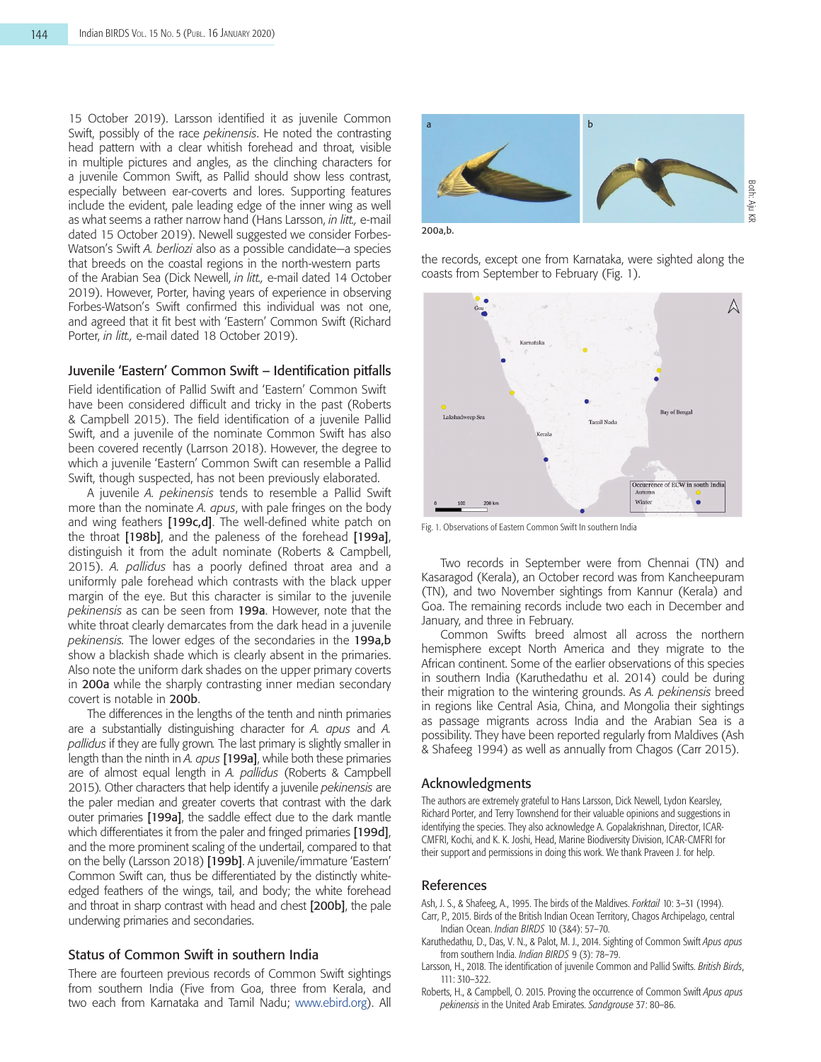15 October 2019). Larsson identified it as juvenile Common Swift, possibly of the race *pekinensis*. He noted the contrasting head pattern with a clear whitish forehead and throat, visible in multiple pictures and angles, as the clinching characters for a juvenile Common Swift, as Pallid should show less contrast, especially between ear-coverts and lores. Supporting features include the evident, pale leading edge of the inner wing as well as what seems a rather narrow hand (Hans Larsson, *in litt.,* e-mail dated 15 October 2019). Newell suggested we consider Forbes-Watson's Swift *A. berliozi* also as a possible candidate—a species that breeds on the coastal regions in the north-western parts of the Arabian Sea (Dick Newell, *in litt.,* e-mail dated 14 October 2019). However, Porter, having years of experience in observing Forbes-Watson's Swift confirmed this individual was not one, and agreed that it fit best with 'Eastern' Common Swift (Richard Porter, *in litt.,* e-mail dated 18 October 2019).

## Juvenile 'Eastern' Common Swift – Identification pitfalls

Field identification of Pallid Swift and 'Eastern' Common Swift have been considered difficult and tricky in the past (Roberts & Campbell 2015). The field identification of a juvenile Pallid Swift, and a juvenile of the nominate Common Swift has also been covered recently (Larsson 2018). However, the degree to which a juvenile 'Eastern' Common Swift can resemble a Pallid Swift, though suspected, has not been previously elaborated.

A juvenile *A. pekinensis* tends to resemble a Pallid Swift more than the nominate *A. apus*, with pale fringes on the body and wing feathers **[199c,d]**. The well-defined white patch on the throat **[198b]**, and the paleness of the forehead **[199a]**, distinguish it from the adult nominate (Roberts & Campbell, 2015). *A. pallidus* has a poorly defined throat area and a uniformly pale forehead which contrasts with the black upper margin of the eye. But this character is similar to the juvenile *pekinensis* as can be seen from **199a**. However, note that the white throat clearly demarcates from the dark head in a juvenile *pekinensis.* The lower edges of the secondaries in the **199a,b** show a blackish shade which is clearly absent in the primaries. Also note the uniform dark shades on the upper primary coverts in **200a** while the sharply contrasting inner median secondary covert is notable in **200b**.

The differences in the lengths of the tenth and ninth primaries are a substantially distinguishing character for *A. apus* and *A. pallidus* if they are fully grown. The last primary is slightly smaller in length than the ninth in *A. apus* **[199a]**, while both these primaries are of almost equal length in *A. pallidus* (Roberts & Campbell 2015). Other characters that help identify a juvenile *pekinensis* are the paler median and greater coverts that contrast with the dark outer primaries **[199a]**, the saddle effect due to the dark mantle which differentiates it from the paler and fringed primaries **[199d]**, and the more prominent scaling of the undertail, compared to that on the belly (Larsson 2018) **[199b]**. A juvenile/immature 'Eastern' Common Swift can, thus be differentiated by the distinctly white-edged feathers of the wings, tail, and body; the white forehead and throat in sharp contrast with head and chest **[200b]**, the pale underwing primaries and secondaries.

## Status of Common Swift in southern India

There are fourteen previous records of Common Swift sightings from southern India (Five from Goa, three from Kerala, and two each from Karnataka and Tamil Nadu; www.ebird.org). All the records, except one from Karnataka, were sighted along the coasts from September to February (Fig. 1).

a b

Both: Aju KR

200a,b.

Goa
Karnataka
Lakshadweep Sea
Kerala
Tamil Nadu
Bay of Bengal
Occurrence of ECW in south India
Autumn
Winter
0 100 200 km

Fig. 1. Observations of Eastern Common Swift In southern India

Two records in September were from Chennai (TN) and Kasaragod (Kerala), an October record was from Kancheepuram (TN), and two November sightings from Kannur (Kerala) and Goa. The remaining records include two each in December and January, and three in February.

Common Swifts breed almost all across the northern hemisphere except North America and they migrate to the African continent. Some of the earlier observations of this species in southern India (Karuthedathu et al. 2014) could be during their migration to the wintering grounds. As *A. pekinensis* breed in regions like Central Asia, China, and Mongolia their sightings as passage migrants across India and the Arabian Sea is a possibility. They have been reported regularly from Maldives (Ash & Shafeeg 1994) as well as annually from Chagos (Carr 2015).

## Acknowledgments

The authors are extremely grateful to Hans Larsson, Dick Newell, Lydon Kearsley, Richard Porter, and Terry Townshend for their valuable opinions and suggestions in identifying the species. They also acknowledge A. Gopalakrishnan, Director, ICAR-CMFRI, Kochi, and K. K. Joshi, Head, Marine Biodiversity Division, ICAR-CMFRI for their support and permissions in doing this work. We thank Praveen J. for help.

## References

Ash, J. S., & Shafeeg, A., 1995. The birds of the Maldives. *Forktail* 10: 3–31 (1994).

Carr, P., 2015. Birds of the British Indian Ocean Territory, Chagos Archipelago, central Indian Ocean. *Indian BIRDS* 10 (3&4): 57–70.

Karuthedathu, D., Das, V. N., & Palot, M. J., 2014. Sighting of Common Swift *Apus apus* from southern India. *Indian BIRDS* 9 (3): 78–79.

Larsson, H., 2018. The identification of juvenile Common and Pallid Swifts. *British Birds*, 111: 310–322.

Roberts, H., & Campbell, O. 2015. Proving the occurrence of Common Swift *Apus apus pekinensis* in the United Arab Emirates. *Sandgrouse* 37: 80–86.